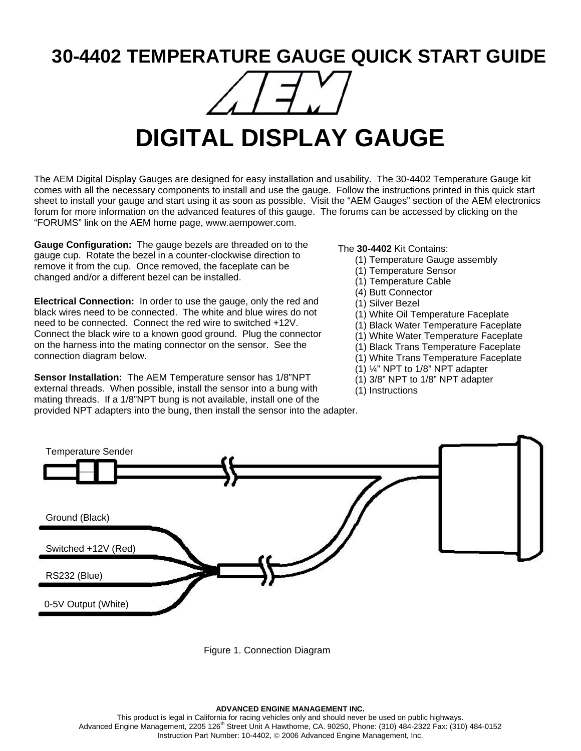# 30-4402 TEMPERATURE GAUGE QUICK START GUIDE

AEM

# DIGITAL DISPLAY GAUGE

The AEM Digital Display Gauges are designed for easy installation and usability. The 30-4402 Temperature Gauge kit comes with all the necessary components to install and use the gauge. Follow the instructions printed in this quick start sheet to install your gauge and start using it as soon as possible. Visit the "AEM Gauges" section of the AEM electronics forum for more information on the advanced features of this gauge. The forums can be accessed by clicking on the "FORUMS" link on the AEM home page, www.aempower.com.

**Gauge Configuration:** The gauge bezels are threaded on to the gauge cup. Rotate the bezel in a counter-clockwise direction to remove it from the cup. Once removed, the faceplate can be changed and/or a different bezel can be installed.

**Electrical Connection:** In order to use the gauge, only the red and black wires need to be connected. The white and blue wires do not need to be connected. Connect the red wire to switched +12V. Connect the black wire to a known good ground. Plug the connector on the harness into the mating connector on the sensor. See the connection diagram below.

**Sensor Installation:** The AEM Temperature sensor has 1/8"NPT external threads. When possible, install the sensor into a bung with mating threads. If a 1/8"NPT bung is not available, install one of the provided NPT adapters into the bung, then install the sensor into the adapter.

The **30-4402** Kit Contains:

- (1) Temperature Gauge assembly
- (1) Temperature Sensor
- (1) Temperature Cable
- (4) Butt Connector
- (1) Silver Bezel
- (1) White Oil Temperature Faceplate
- (1) Black Water Temperature Faceplate
- (1) White Water Temperature Faceplate
- (1) Black Trans Temperature Faceplate
- (1) White Trans Temperature Faceplate
- (1) ¼" NPT to 1/8" NPT adapter
- (1) 3/8" NPT to 1/8" NPT adapter
- (1) Instructions

Temperature Sender

Ground (Black)

Switched +12V (Red)

RS232 (Blue)

0-5V Output (White)

Figure 1. Connection Diagram

**ADVANCED ENGINE MANAGEMENT INC.**

This product is legal in California for racing vehicles only and should never be used on public highways.

Advanced Engine Management, 2205 126th Street Unit A Hawthorne, CA. 90250, Phone: (310) 484-2322 Fax: (310) 484-0152

Instruction Part Number: 10-4402, © 2006 Advanced Engine Management, Inc.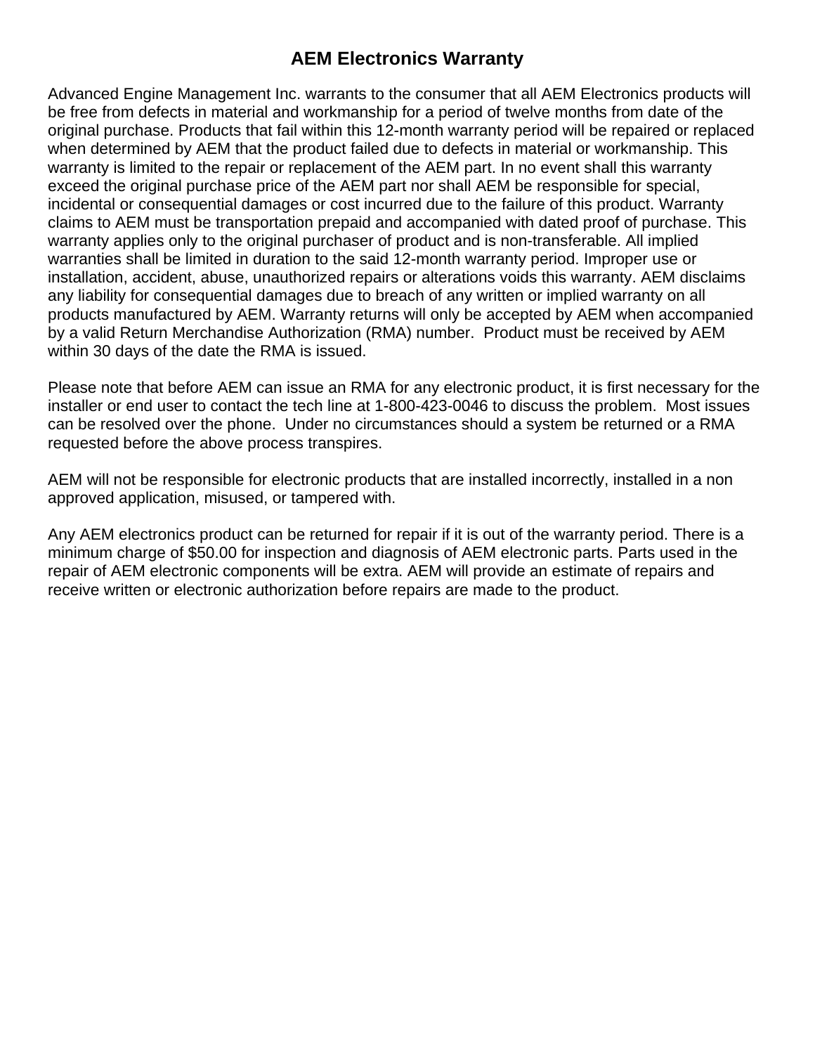# AEM Electronics Warranty

Advanced Engine Management Inc. warrants to the consumer that all AEM Electronics products will be free from defects in material and workmanship for a period of twelve months from date of the original purchase. Products that fail within this 12-month warranty period will be repaired or replaced when determined by AEM that the product failed due to defects in material or workmanship. This warranty is limited to the repair or replacement of the AEM part. In no event shall this warranty exceed the original purchase price of the AEM part nor shall AEM be responsible for special, incidental or consequential damages or cost incurred due to the failure of this product. Warranty claims to AEM must be transportation prepaid and accompanied with dated proof of purchase. This warranty applies only to the original purchaser of product and is non-transferable. All implied warranties shall be limited in duration to the said 12-month warranty period. Improper use or installation, accident, abuse, unauthorized repairs or alterations voids this warranty. AEM disclaims any liability for consequential damages due to breach of any written or implied warranty on all products manufactured by AEM. Warranty returns will only be accepted by AEM when accompanied by a valid Return Merchandise Authorization (RMA) number. Product must be received by AEM within 30 days of the date the RMA is issued.

Please note that before AEM can issue an RMA for any electronic product, it is first necessary for the installer or end user to contact the tech line at 1-800-423-0046 to discuss the problem. Most issues can be resolved over the phone. Under no circumstances should a system be returned or a RMA requested before the above process transpires.

AEM will not be responsible for electronic products that are installed incorrectly, installed in a non approved application, misused, or tampered with.

Any AEM electronics product can be returned for repair if it is out of the warranty period. There is a minimum charge of $50.00 for inspection and diagnosis of AEM electronic parts. Parts used in the repair of AEM electronic components will be extra. AEM will provide an estimate of repairs and receive written or electronic authorization before repairs are made to the product.